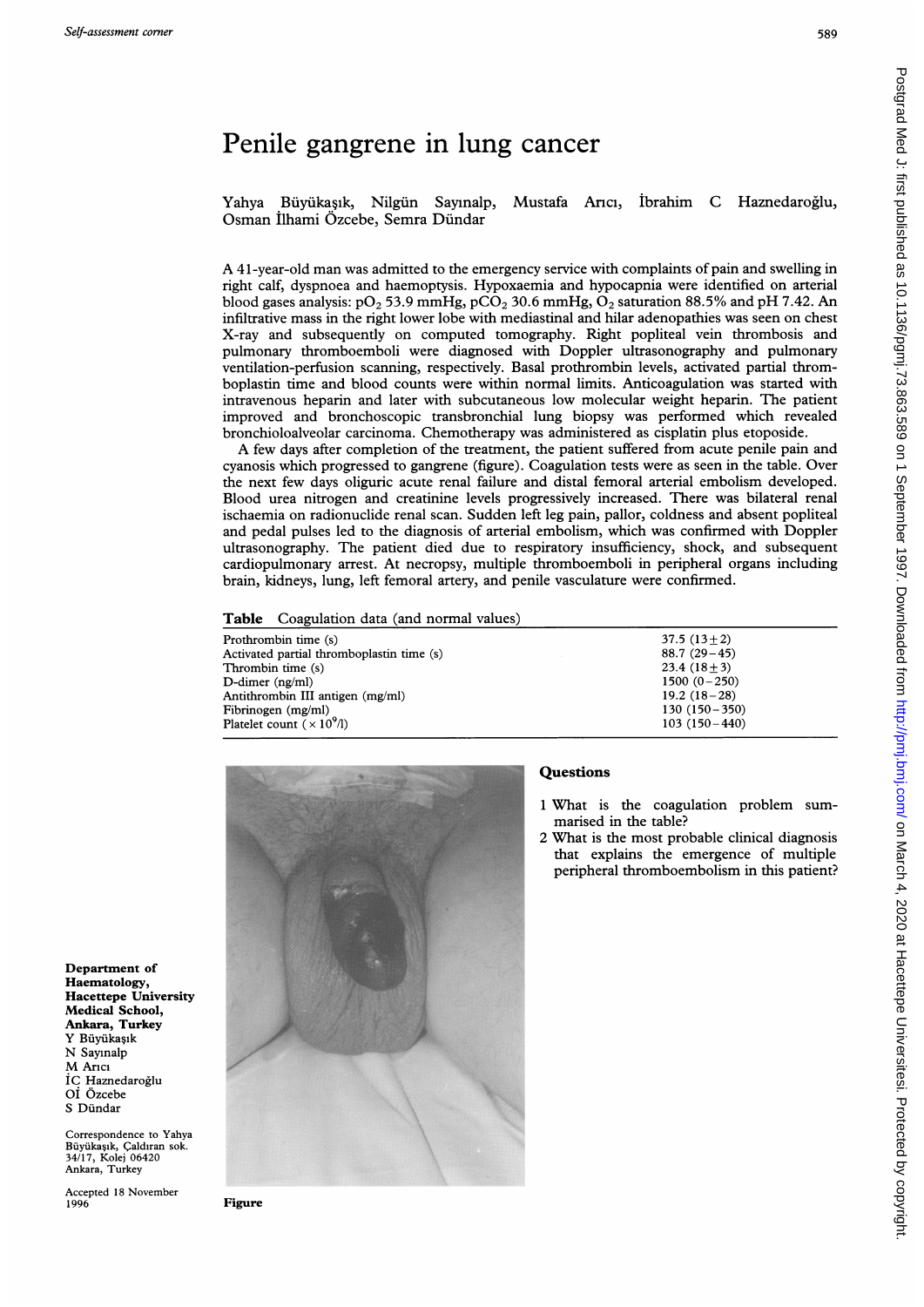# Penile gangrene in lung cancer

Yahya Büyükaşık, Nilgün Sayınalp, Mustafa Arıcı, İbrahim C Haznedaroğlu, Osman İlhami Özcebe, Semra Dündar

A 41-year-old man was admitted to the emergency service with complaints of pain and swelling in right calf, dyspnoea and haemoptysis. Hypoxaemia and hypocapnia were identified on arterial blood gases analysis: $pO_2$ 53.9 mmHg, $pCO_2$ 30.6 mmHg, $O_2$ saturation 88.5% and pH 7.42. An infiltrative mass in the right lower lobe with mediastinal and hilar adenopathies was seen on chest X-ray and subsequently on computed tomography. Right popliteal vein thrombosis and pulmonary thromboemboli were diagnosed with Doppler ultrasonography and pulmonary ventilation-perfusion scanning, respectively. Basal prothrombin levels, activated partial thromboplastin time and blood counts were within normal limits. Anticoagulation was started with intravenous heparin and later with subcutaneous low molecular weight heparin. The patient improved and bronchoscopic transbronchial lung biopsy was performed which revealed bronchioloalveolar carcinoma. Chemotherapy was administered as cisplatin plus etoposide.

A few days after completion of the treatment, the patient suffered from acute penile pain and cyanosis which progressed to gangrene (figure). Coagulation tests were as seen in the table. Over the next few days oliguric acute renal failure and distal femoral arterial embolism developed. Blood urea nitrogen and creatinine levels progressively increased. There was bilateral renal ischaemia on radionuclide renal scan. Sudden left leg pain, pallor, coldness and absent popliteal and pedal pulses led to the diagnosis of arterial embolism, which was confirmed with Doppler ultrasonography. The patient died due to respiratory insufficiency, shock, and subsequent cardiopulmonary arrest. At necropsy, multiple thromboemboli in peripheral organs including brain, kidneys, lung, left femoral artery, and penile vasculature were confirmed.

**Table** Coagulation data (and normal values)

| | |
|---|---|
| Prothrombin time (s) | 37.5 (13 ± 2) |
| Activated partial thromboplastin time (s) | 88.7 (29–45) |
| Thrombin time (s) | 23.4 (18 ± 3) |
| D-dimer (ng/ml) | 1500 (0–250) |
| Antithrombin III antigen (mg/ml) | 19.2 (18–28) |
| Fibrinogen (mg/ml) | 130 (150–350) |
| Platelet count ($\times 10^9$/l) | 103 (150–440) |

Figure

## Questions

1 What is the coagulation problem summarised in the table?

2 What is the most probable clinical diagnosis that explains the emergence of multiple peripheral thromboembolism in this patient?

**Department of Haematology, Hacettepe University Medical School, Ankara, Turkey**
Y Büyükaşık
N Sayınalp
M Arıcı
İC Haznedaroğlu
Oİ Özcebe
S Dündar

Correspondence to Yahya Büyükaşık, Çaldıran sok. 34/17, Kolej 06420 Ankara, Turkey

Accepted 18 November 1996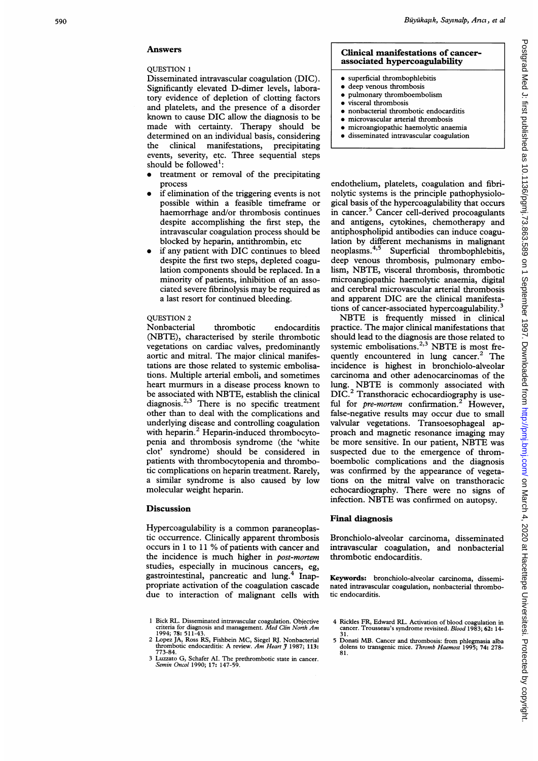## Answers

QUESTION 1

Disseminated intravascular coagulation (DIC). Significantly elevated D-dimer levels, laboratory evidence of depletion of clotting factors and platelets, and the presence of a disorder known to cause DIC allow the diagnosis to be made with certainty. Therapy should be determined on an individual basis, considering the clinical manifestations, precipitating events, severity, etc. Three sequential steps should be followed[1]:

- treatment or removal of the precipitating process
- if elimination of the triggering events is not possible within a feasible timeframe or haemorrhage and/or thrombosis continues despite accomplishing the first step, the intravascular coagulation process should be blocked by heparin, antithrombin, etc
- if any patient with DIC continues to bleed despite the first two steps, depleted coagulation components should be replaced. In a minority of patients, inhibition of an associated severe fibrinolysis may be required as a last resort for continued bleeding.

QUESTION 2

Nonbacterial thrombotic endocarditis (NBTE), characterised by sterile thrombotic vegetations on cardiac valves, predominantly aortic and mitral. The major clinical manifestations are those related to systemic embolisations. Multiple arterial emboli, and sometimes heart murmurs in a disease process known to be associated with NBTE, establish the clinical diagnosis.[2,3] There is no specific treatment other than to deal with the complications and underlying disease and controlling coagulation with heparin.[2] Heparin-induced thrombocytopenia and thrombosis syndrome (the 'white clot' syndrome) should be considered in patients with thrombocytopenia and thrombotic complications on heparin treatment. Rarely, a similar syndrome is also caused by low molecular weight heparin.

## Discussion

Hypercoagulability is a common paraneoplastic occurrence. Clinically apparent thrombosis occurs in 1 to 11 % of patients with cancer and the incidence is much higher in *post-mortem* studies, especially in mucinous cancers, eg, gastrointestinal, pancreatic and lung.[4] Inappropriate activation of the coagulation cascade due to interaction of malignant cells with endothelium, platelets, coagulation and fibrinolytic systems is the principle pathophysiological basis of the hypercoagulability that occurs in cancer.[5] Cancer cell-derived procoagulants and antigens, cytokines, chemotherapy and antiphospholipid antibodies can induce coagulation by different mechanisms in malignant neoplasms.[4,5] Superficial thrombophlebitis, deep venous thrombosis, pulmonary embolism, NBTE, visceral thrombosis, thrombotic microangiopathic haemolytic anaemia, digital and cerebral microvascular arterial thrombosis and apparent DIC are the clinical manifestations of cancer-associated hypercoagulability.[3]

**Clinical manifestations of cancer-associated hypercoagulability**

- superficial thrombophlebitis
- deep venous thrombosis
- pulmonary thromboembolism
- visceral thrombosis
- nonbacterial thrombotic endocarditis
- microvascular arterial thrombosis
- microangiopathic haemolytic anaemia
- disseminated intravascular coagulation

NBTE is frequently missed in clinical practice. The major clinical manifestations that should lead to the diagnosis are those related to systemic embolisations.[2,3] NBTE is most frequently encountered in lung cancer.[2] The incidence is highest in bronchiolo-alveolar carcinoma and other adenocarcinomas of the lung. NBTE is commonly associated with DIC.[2] Transthoracic echocardiography is useful for *pre-mortem* confirmation.[2] However, false-negative results may occur due to small valvular vegetations. Transoesophageal approach and magnetic resonance imaging may be more sensitive. In our patient, NBTE was suspected due to the emergence of thromboembolic complications and the diagnosis was confirmed by the appearance of vegetations on the mitral valve on transthoracic echocardiography. There were no signs of infection. NBTE was confirmed on autopsy.

## Final diagnosis

Bronchiolo-alveolar carcinoma, disseminated intravascular coagulation, and nonbacterial thrombotic endocarditis.

**Keywords:** bronchiolo-alveolar carcinoma, disseminated intravascular coagulation, nonbacterial thrombotic endocarditis.

1 Bick RL. Disseminated intravascular coagulation. Objective criteria for diagnosis and management. *Med Clin North Am* 1994; **78:** 511-43.

2 Lopez JA, Ross RS, Fishbein MC, Siegel RJ. Nonbacterial thrombotic endocarditis: A review. *Am Heart J* 1987; **113:** 773-84.

3 Luzzato G, Schafer AI. The prethrombotic state in cancer. *Semin Oncol* 1990; **17:** 147-59.

4 Rickles FR, Edward RL. Activation of blood coagulation in cancer. Trousseau's syndrome revisited. *Blood* 1983; **62:** 14-31.

5 Donati MB. Cancer and thrombosis: from phlegmasia alba dolens to transgenic mice. *Thromb Haemost* 1995; **74:** 278-81.